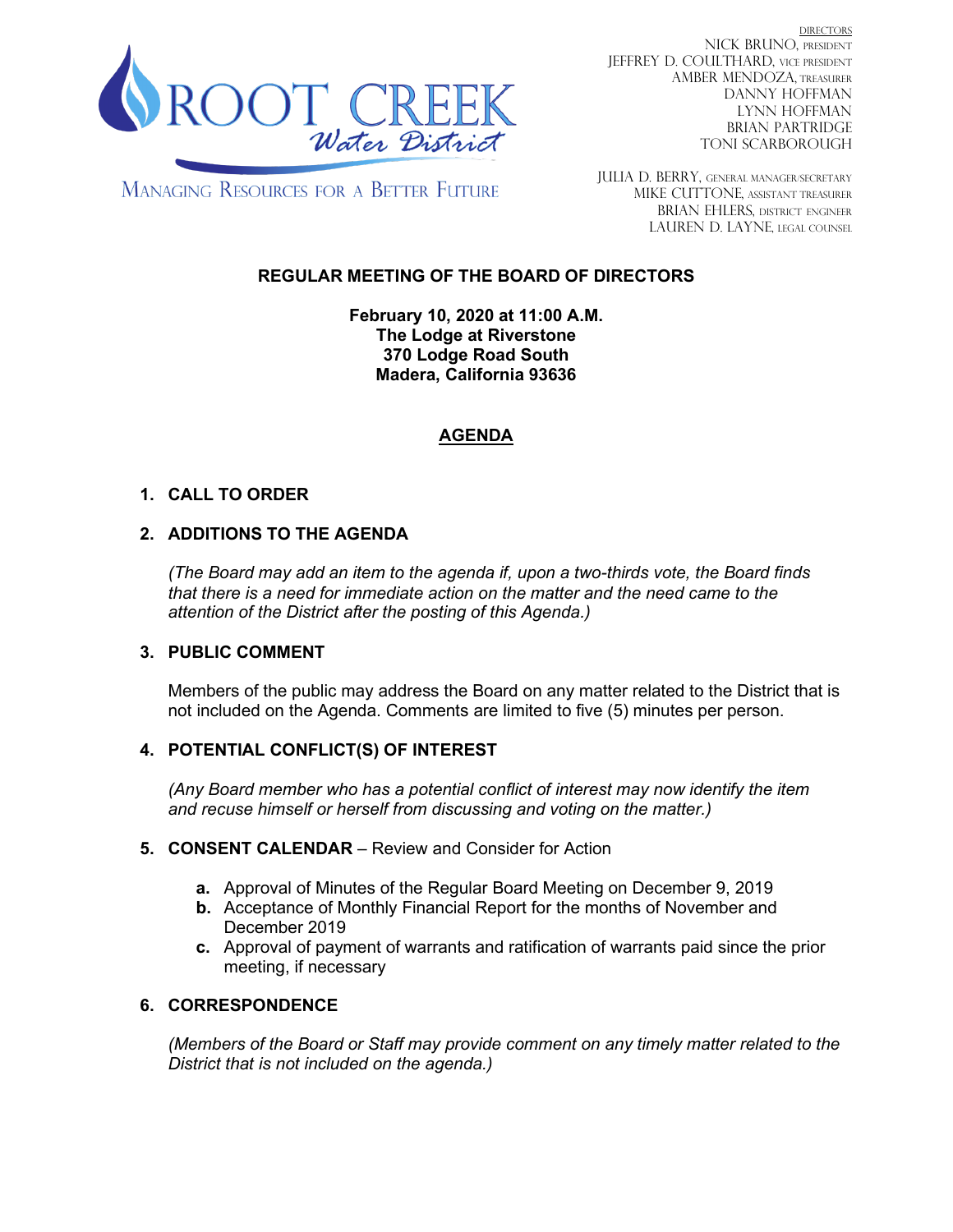ROOT CREEK Water District

MANAGING RESOURCES FOR A BETTER FUTURE

DIRECTORS
NICK BRUNO, PRESIDENT
JEFFREY D. COULTHARD, VICE PRESIDENT
AMBER MENDOZA, TREASURER
DANNY HOFFMAN
LYNN HOFFMAN
BRIAN PARTRIDGE
TONI SCARBOROUGH

JULIA D. BERRY, GENERAL MANAGER/SECRETARY
MIKE CUTTONE, ASSISTANT TREASURER
BRIAN EHLERS, DISTRICT ENGINEER
LAUREN D. LAYNE, LEGAL COUNSEL

# REGULAR MEETING OF THE BOARD OF DIRECTORS

**February 10, 2020 at 11:00 A.M.**
**The Lodge at Riverstone**
**370 Lodge Road South**
**Madera, California 93636**

## AGENDA

1. **CALL TO ORDER**

2. **ADDITIONS TO THE AGENDA**

   *(The Board may add an item to the agenda if, upon a two-thirds vote, the Board finds that there is a need for immediate action on the matter and the need came to the attention of the District after the posting of this Agenda.)*

3. **PUBLIC COMMENT**

   Members of the public may address the Board on any matter related to the District that is not included on the Agenda. Comments are limited to five (5) minutes per person.

4. **POTENTIAL CONFLICT(S) OF INTEREST**

   *(Any Board member who has a potential conflict of interest may now identify the item and recuse himself or herself from discussing and voting on the matter.)*

5. **CONSENT CALENDAR** – Review and Consider for Action

   **a.** Approval of Minutes of the Regular Board Meeting on December 9, 2019
   **b.** Acceptance of Monthly Financial Report for the months of November and December 2019
   **c.** Approval of payment of warrants and ratification of warrants paid since the prior meeting, if necessary

6. **CORRESPONDENCE**

   *(Members of the Board or Staff may provide comment on any timely matter related to the District that is not included on the agenda.)*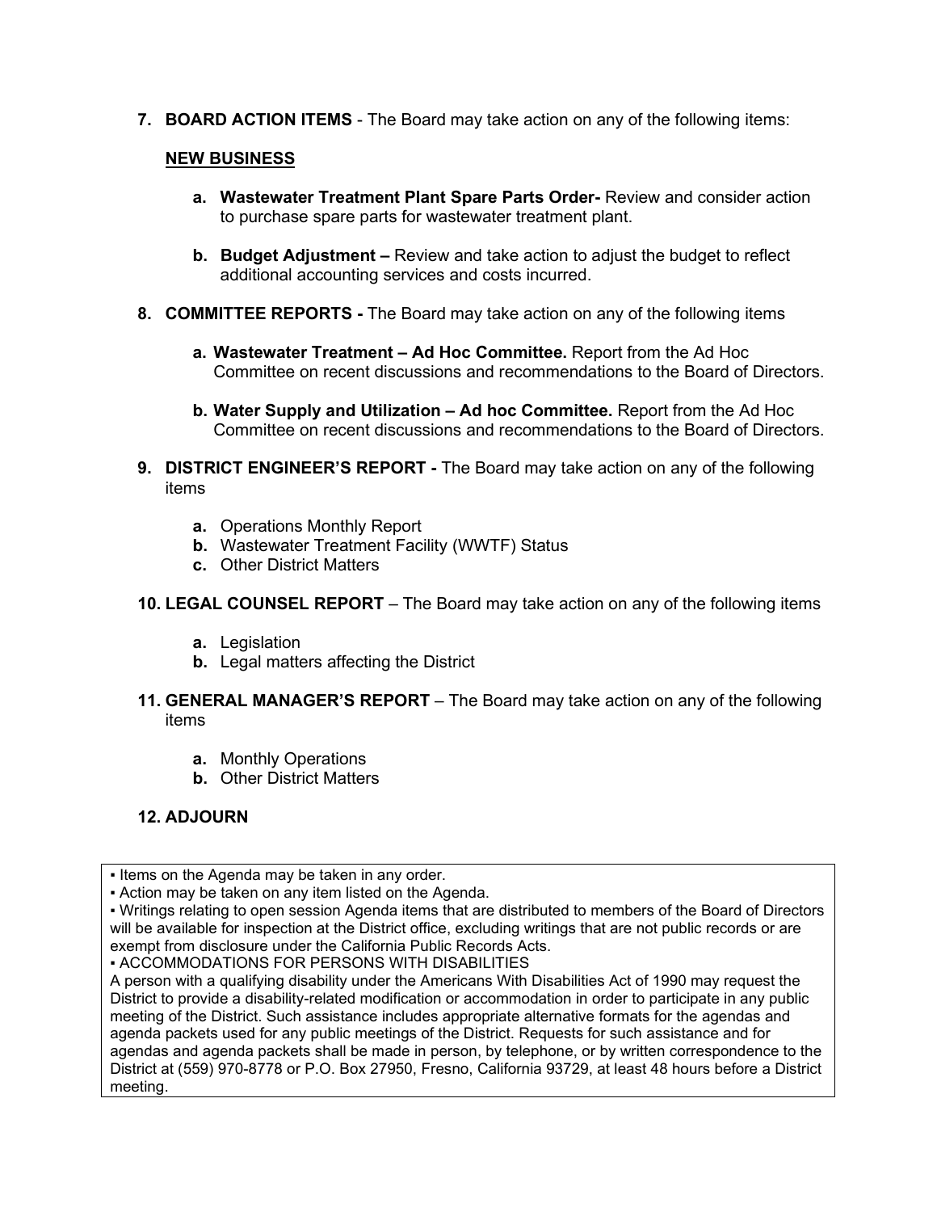7. **BOARD ACTION ITEMS** - The Board may take action on any of the following items:

   **NEW BUSINESS**

   a. **Wastewater Treatment Plant Spare Parts Order-** Review and consider action to purchase spare parts for wastewater treatment plant.

   b. **Budget Adjustment –** Review and take action to adjust the budget to reflect additional accounting services and costs incurred.

8. **COMMITTEE REPORTS -** The Board may take action on any of the following items

   a. **Wastewater Treatment – Ad Hoc Committee.** Report from the Ad Hoc Committee on recent discussions and recommendations to the Board of Directors.

   b. **Water Supply and Utilization – Ad hoc Committee.** Report from the Ad Hoc Committee on recent discussions and recommendations to the Board of Directors.

9. **DISTRICT ENGINEER'S REPORT -** The Board may take action on any of the following items

   a. Operations Monthly Report
   b. Wastewater Treatment Facility (WWTF) Status
   c. Other District Matters

10. **LEGAL COUNSEL REPORT** – The Board may take action on any of the following items

    a. Legislation
    b. Legal matters affecting the District

11. **GENERAL MANAGER'S REPORT** – The Board may take action on any of the following items

    a. Monthly Operations
    b. Other District Matters

12. **ADJOURN**

---

▪ Items on the Agenda may be taken in any order.
▪ Action may be taken on any item listed on the Agenda.
▪ Writings relating to open session Agenda items that are distributed to members of the Board of Directors will be available for inspection at the District office, excluding writings that are not public records or are exempt from disclosure under the California Public Records Acts.
▪ ACCOMMODATIONS FOR PERSONS WITH DISABILITIES
A person with a qualifying disability under the Americans With Disabilities Act of 1990 may request the District to provide a disability-related modification or accommodation in order to participate in any public meeting of the District. Such assistance includes appropriate alternative formats for the agendas and agenda packets used for any public meetings of the District. Requests for such assistance and for agendas and agenda packets shall be made in person, by telephone, or by written correspondence to the District at (559) 970-8778 or P.O. Box 27950, Fresno, California 93729, at least 48 hours before a District meeting.